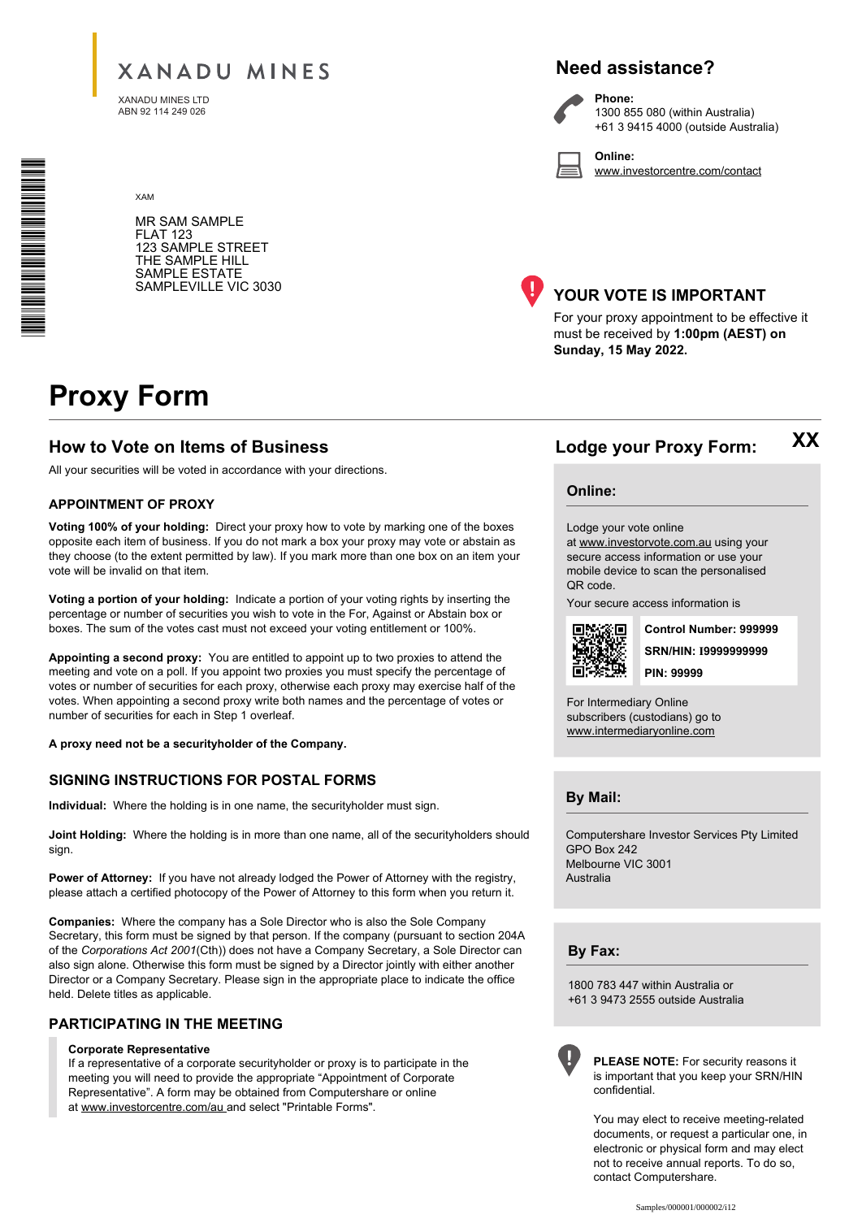XANADU MINES

XANADU MINES LTD
ABN 92 114 249 026

XAM

MR SAM SAMPLE
FLAT 123
123 SAMPLE STREET
THE SAMPLE HILL
SAMPLE ESTATE
SAMPLEVILLE VIC 3030

## Need assistance?

**Phone:**
1300 855 080 (within Australia)
+61 3 9415 4000 (outside Australia)

**Online:**
www.investorcentre.com/contact

## YOUR VOTE IS IMPORTANT

For your proxy appointment to be effective it must be received by **1:00pm (AEST) on Sunday, 15 May 2022.**

# Proxy Form

## How to Vote on Items of Business

All your securities will be voted in accordance with your directions.

### APPOINTMENT OF PROXY

**Voting 100% of your holding:** Direct your proxy how to vote by marking one of the boxes opposite each item of business. If you do not mark a box your proxy may vote or abstain as they choose (to the extent permitted by law). If you mark more than one box on an item your vote will be invalid on that item.

**Voting a portion of your holding:** Indicate a portion of your voting rights by inserting the percentage or number of securities you wish to vote in the For, Against or Abstain box or boxes. The sum of the votes cast must not exceed your voting entitlement or 100%.

**Appointing a second proxy:** You are entitled to appoint up to two proxies to attend the meeting and vote on a poll. If you appoint two proxies you must specify the percentage of votes or number of securities for each proxy, otherwise each proxy may exercise half of the votes. When appointing a second proxy write both names and the percentage of votes or number of securities for each in Step 1 overleaf.

**A proxy need not be a securityholder of the Company.**

### SIGNING INSTRUCTIONS FOR POSTAL FORMS

**Individual:** Where the holding is in one name, the securityholder must sign.

**Joint Holding:** Where the holding is in more than one name, all of the securityholders should sign.

**Power of Attorney:** If you have not already lodged the Power of Attorney with the registry, please attach a certified photocopy of the Power of Attorney to this form when you return it.

**Companies:** Where the company has a Sole Director who is also the Sole Company Secretary, this form must be signed by that person. If the company (pursuant to section 204A of the *Corporations Act 2001*(Cth)) does not have a Company Secretary, a Sole Director can also sign alone. Otherwise this form must be signed by a Director jointly with either another Director or a Company Secretary. Please sign in the appropriate place to indicate the office held. Delete titles as applicable.

### PARTICIPATING IN THE MEETING

**Corporate Representative**
If a representative of a corporate securityholder or proxy is to participate in the meeting you will need to provide the appropriate "Appointment of Corporate Representative". A form may be obtained from Computershare or online at www.investorcentre.com/au and select "Printable Forms".

## Lodge your Proxy Form:

**XX**

### Online:

Lodge your vote online at www.investorvote.com.au using your secure access information or use your mobile device to scan the personalised QR code.

Your secure access information is

**Control Number: 999999**
**SRN/HIN: I9999999999**
**PIN: 99999**

For Intermediary Online subscribers (custodians) go to www.intermediaryonline.com

### By Mail:

Computershare Investor Services Pty Limited
GPO Box 242
Melbourne VIC 3001
Australia

### By Fax:

1800 783 447 within Australia or
+61 3 9473 2555 outside Australia

**PLEASE NOTE:** For security reasons it is important that you keep your SRN/HIN confidential.

You may elect to receive meeting-related documents, or request a particular one, in electronic or physical form and may elect not to receive annual reports. To do so, contact Computershare.

Samples/000001/000002/i12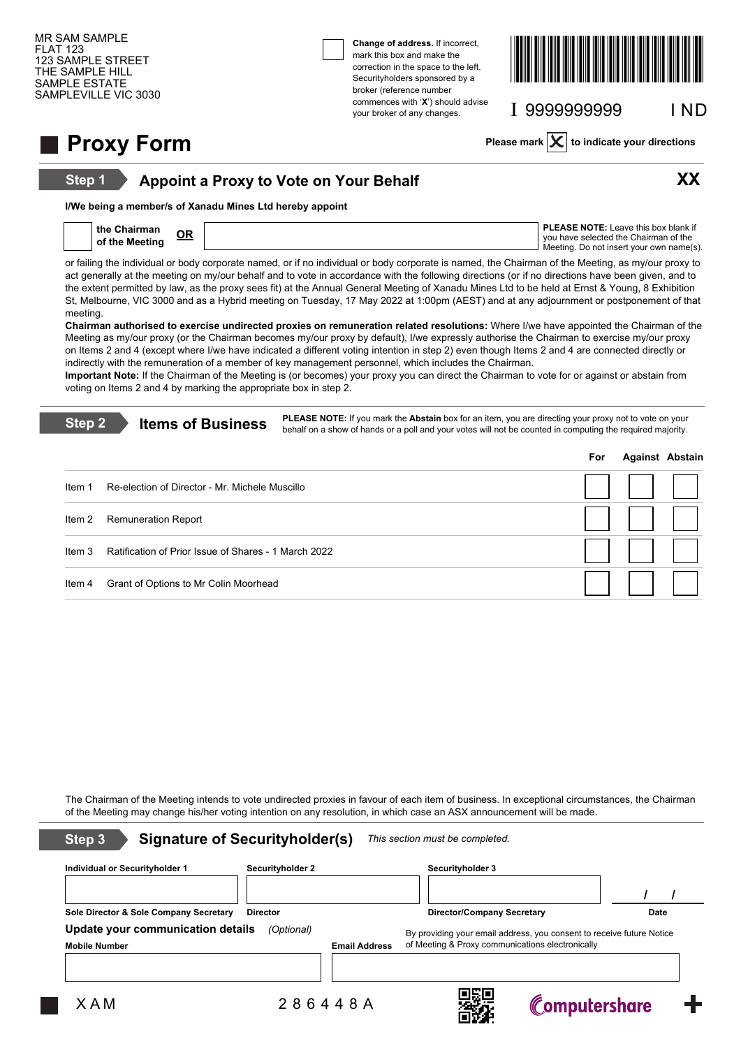MR SAM SAMPLE
FLAT 123
123 SAMPLE STREET
THE SAMPLE HILL
SAMPLE ESTATE
SAMPLEVILLE VIC 3030

**Change of address.** If incorrect, mark this box and make the correction in the space to the left. Securityholders sponsored by a broker (reference number commences with '**X**') should advise your broker of any changes.

I 9999999999 IND

# Proxy Form

Please mark **X** to indicate your directions

## Step 1 Appointment a Proxy to Vote on Your Behalf

**XX**

**I/We being a member/s of Xanadu Mines Ltd hereby appoint**

| | | |
|---|---|---|
| the Chairman of the Meeting **OR** | | **PLEASE NOTE:** Leave this box blank if you have selected the Chairman of the Meeting. Do not insert your own name(s). |

or failing the individual or body corporate named, or if no individual or body corporate is named, the Chairman of the Meeting, as my/our proxy to act generally at the meeting on my/our behalf and to vote in accordance with the following directions (or if no directions have been given, and to the extent permitted by law, as the proxy sees fit) at the Annual General Meeting of Xanadu Mines Ltd to be held at Ernst & Young, 8 Exhibition St, Melbourne, VIC 3000 and as a Hybrid meeting on Tuesday, 17 May 2022 at 1:00pm (AEST) and at any adjournment or postponement of that meeting.

**Chairman authorised to exercise undirected proxies on remuneration related resolutions:** Where I/we have appointed the Chairman of the Meeting as my/our proxy (or the Chairman becomes my/our proxy by default), I/we expressly authorise the Chairman to exercise my/our proxy on Items 2 and 4 (except where I/we have indicated a different voting intention in step 2) even though Items 2 and 4 are connected directly or indirectly with the remuneration of a member of key management personnel, which includes the Chairman.

**Important Note:** If the Chairman of the Meeting is (or becomes) your proxy you can direct the Chairman to vote for or against or abstain from voting on Items 2 and 4 by marking the appropriate box in step 2.

## Step 2 Items of Business

**PLEASE NOTE:** If you mark the **Abstain** box for an item, you are directing your proxy not to vote on your behalf on a show of hands or a poll and your votes will not be counted in computing the required majority.

| | | For | Against | Abstain |
|---|---|---|---|---|
| Item 1 | Re-election of Director - Mr. Michele Muscillo | | | |
| Item 2 | Remuneration Report | | | |
| Item 3 | Ratification of Prior Issue of Shares - 1 March 2022 | | | |
| Item 4 | Grant of Options to Mr Colin Moorhead | | | |

The Chairman of the Meeting intends to vote undirected proxies in favour of each item of business. In exceptional circumstances, the Chairman of the Meeting may change his/her voting intention on any resolution, in which case an ASX announcement will be made.

## Step 3 Signature of Securityholder(s)

*This section must be completed.*

| Individual or Securityholder 1 | Securityholder 2 | Securityholder 3 | |
|---|---|---|---|
| | | | / / |
| Sole Director & Sole Company Secretary | Director | Director/Company Secretary | Date |

**Update your communication details** *(Optional)*

By providing your email address, you consent to receive future Notice of Meeting & Proxy communications electronically

| Mobile Number | Email Address |
|---|---|
| | |

XAM 286448A

Computershare